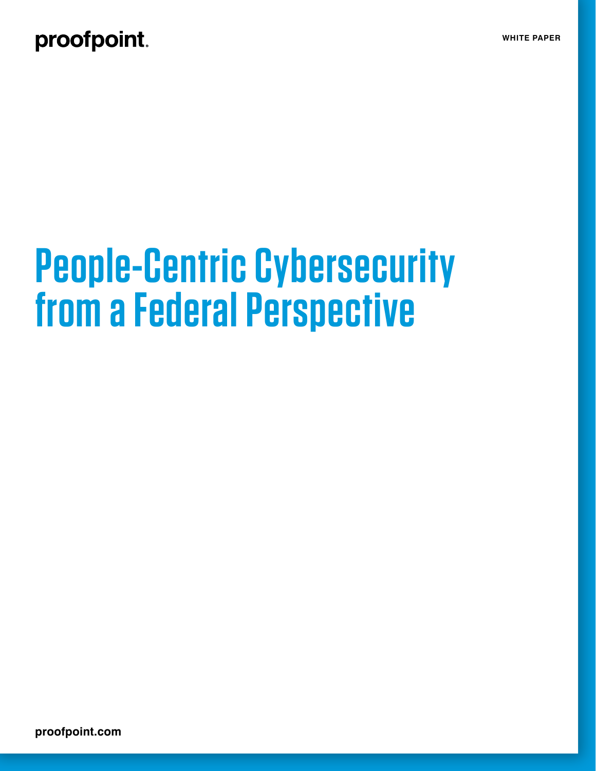proofpoint.

WHITE PAPER

# People-Centric Cybersecurity from a Federal Perspective

proofpoint.com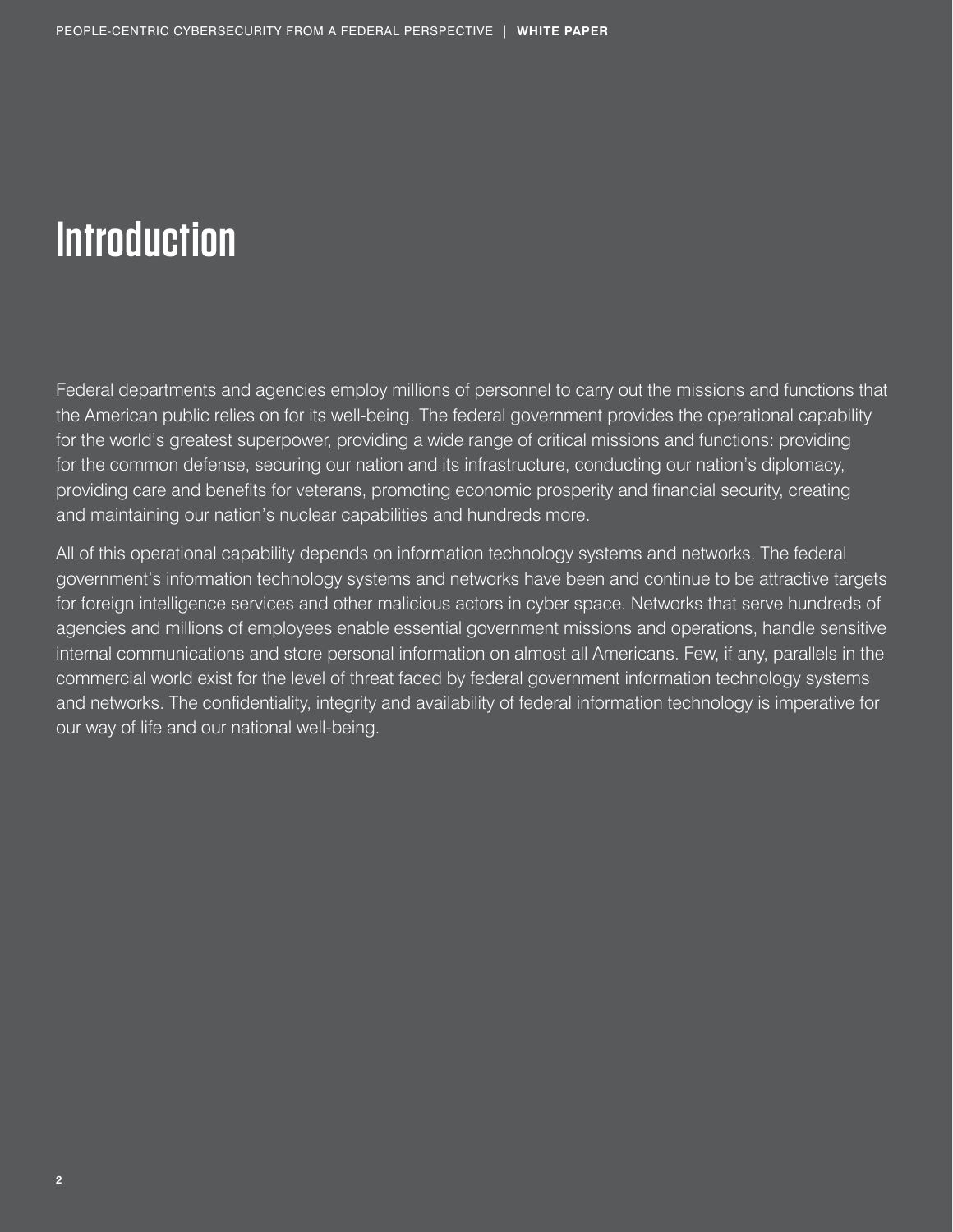# Introduction

Federal departments and agencies employ millions of personnel to carry out the missions and functions that the American public relies on for its well-being. The federal government provides the operational capability for the world's greatest superpower, providing a wide range of critical missions and functions: providing for the common defense, securing our nation and its infrastructure, conducting our nation's diplomacy, providing care and benefits for veterans, promoting economic prosperity and financial security, creating and maintaining our nation's nuclear capabilities and hundreds more.

All of this operational capability depends on information technology systems and networks. The federal government's information technology systems and networks have been and continue to be attractive targets for foreign intelligence services and other malicious actors in cyber space. Networks that serve hundreds of agencies and millions of employees enable essential government missions and operations, handle sensitive internal communications and store personal information on almost all Americans. Few, if any, parallels in the commercial world exist for the level of threat faced by federal government information technology systems and networks. The confidentiality, integrity and availability of federal information technology is imperative for our way of life and our national well-being.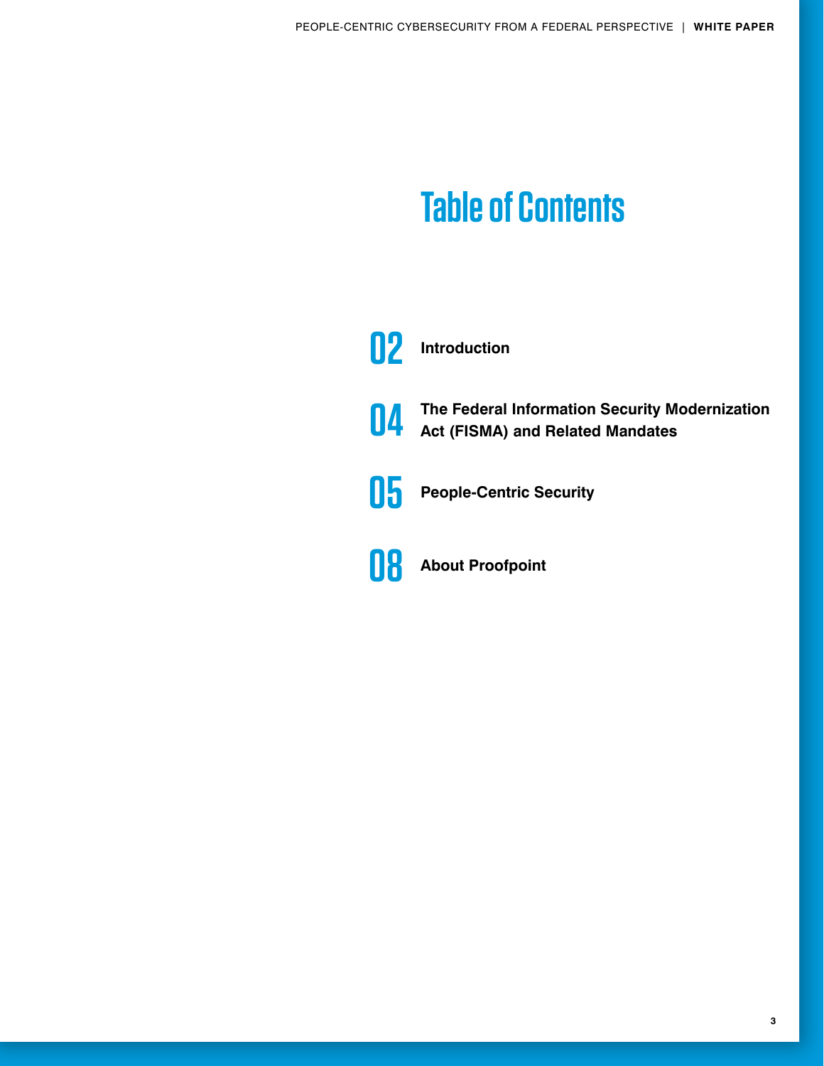# Table of Contents

**02** **Introduction**

**04** **The Federal Information Security Modernization Act (FISMA) and Related Mandates**

**05** **People-Centric Security**

**08** **About Proofpoint**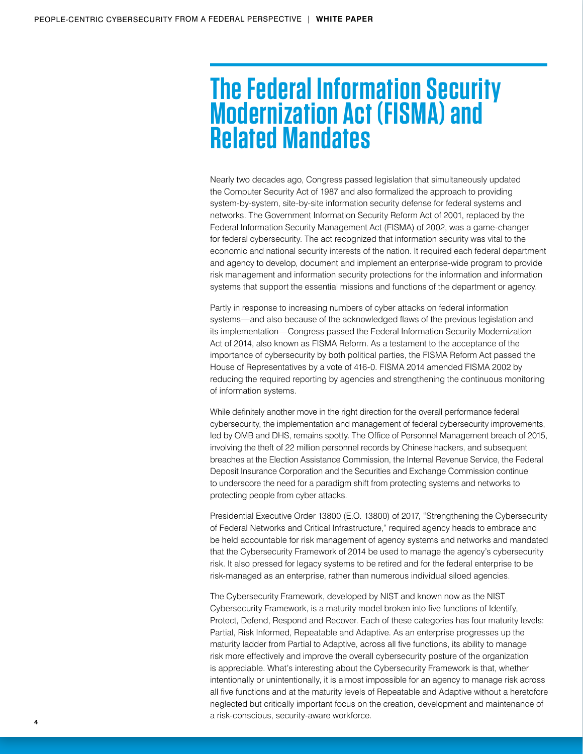# The Federal Information Security Modernization Act (FISMA) and Related Mandates

Nearly two decades ago, Congress passed legislation that simultaneously updated the Computer Security Act of 1987 and also formalized the approach to providing system-by-system, site-by-site information security defense for federal systems and networks. The Government Information Security Reform Act of 2001, replaced by the Federal Information Security Management Act (FISMA) of 2002, was a game-changer for federal cybersecurity. The act recognized that information security was vital to the economic and national security interests of the nation. It required each federal department and agency to develop, document and implement an enterprise-wide program to provide risk management and information security protections for the information and information systems that support the essential missions and functions of the department or agency.

Partly in response to increasing numbers of cyber attacks on federal information systems—and also because of the acknowledged flaws of the previous legislation and its implementation—Congress passed the Federal Information Security Modernization Act of 2014, also known as FISMA Reform. As a testament to the acceptance of the importance of cybersecurity by both political parties, the FISMA Reform Act passed the House of Representatives by a vote of 416-0. FISMA 2014 amended FISMA 2002 by reducing the required reporting by agencies and strengthening the continuous monitoring of information systems.

While definitely another move in the right direction for the overall performance federal cybersecurity, the implementation and management of federal cybersecurity improvements, led by OMB and DHS, remains spotty. The Office of Personnel Management breach of 2015, involving the theft of 22 million personnel records by Chinese hackers, and subsequent breaches at the Election Assistance Commission, the Internal Revenue Service, the Federal Deposit Insurance Corporation and the Securities and Exchange Commission continue to underscore the need for a paradigm shift from protecting systems and networks to protecting people from cyber attacks.

Presidential Executive Order 13800 (E.O. 13800) of 2017, "Strengthening the Cybersecurity of Federal Networks and Critical Infrastructure," required agency heads to embrace and be held accountable for risk management of agency systems and networks and mandated that the Cybersecurity Framework of 2014 be used to manage the agency's cybersecurity risk. It also pressed for legacy systems to be retired and for the federal enterprise to be risk-managed as an enterprise, rather than numerous individual siloed agencies.

The Cybersecurity Framework, developed by NIST and known now as the NIST Cybersecurity Framework, is a maturity model broken into five functions of Identify, Protect, Defend, Respond and Recover. Each of these categories has four maturity levels: Partial, Risk Informed, Repeatable and Adaptive. As an enterprise progresses up the maturity ladder from Partial to Adaptive, across all five functions, its ability to manage risk more effectively and improve the overall cybersecurity posture of the organization is appreciable. What's interesting about the Cybersecurity Framework is that, whether intentionally or unintentionally, it is almost impossible for an agency to manage risk across all five functions and at the maturity levels of Repeatable and Adaptive without a heretofore neglected but critically important focus on the creation, development and maintenance of a risk-conscious, security-aware workforce.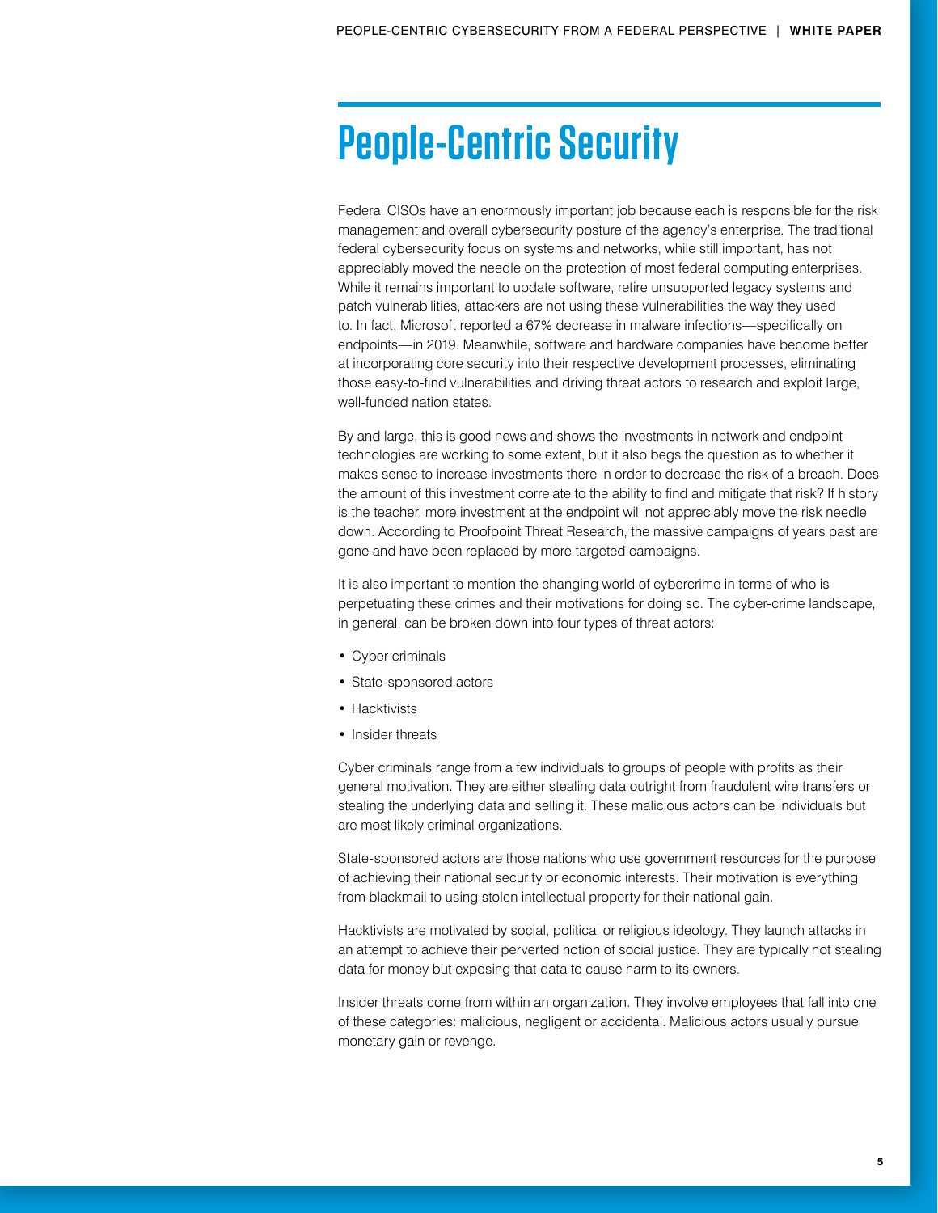# People-Centric Security

Federal CISOs have an enormously important job because each is responsible for the risk management and overall cybersecurity posture of the agency's enterprise. The traditional federal cybersecurity focus on systems and networks, while still important, has not appreciably moved the needle on the protection of most federal computing enterprises. While it remains important to update software, retire unsupported legacy systems and patch vulnerabilities, attackers are not using these vulnerabilities the way they used to. In fact, Microsoft reported a 67% decrease in malware infections—specifically on endpoints—in 2019. Meanwhile, software and hardware companies have become better at incorporating core security into their respective development processes, eliminating those easy-to-find vulnerabilities and driving threat actors to research and exploit large, well-funded nation states.

By and large, this is good news and shows the investments in network and endpoint technologies are working to some extent, but it also begs the question as to whether it makes sense to increase investments there in order to decrease the risk of a breach. Does the amount of this investment correlate to the ability to find and mitigate that risk? If history is the teacher, more investment at the endpoint will not appreciably move the risk needle down. According to Proofpoint Threat Research, the massive campaigns of years past are gone and have been replaced by more targeted campaigns.

It is also important to mention the changing world of cybercrime in terms of who is perpetuating these crimes and their motivations for doing so. The cyber-crime landscape, in general, can be broken down into four types of threat actors:

- Cyber criminals
- State-sponsored actors
- Hacktivists
- Insider threats

Cyber criminals range from a few individuals to groups of people with profits as their general motivation. They are either stealing data outright from fraudulent wire transfers or stealing the underlying data and selling it. These malicious actors can be individuals but are most likely criminal organizations.

State-sponsored actors are those nations who use government resources for the purpose of achieving their national security or economic interests. Their motivation is everything from blackmail to using stolen intellectual property for their national gain.

Hacktivists are motivated by social, political or religious ideology. They launch attacks in an attempt to achieve their perverted notion of social justice. They are typically not stealing data for money but exposing that data to cause harm to its owners.

Insider threats come from within an organization. They involve employees that fall into one of these categories: malicious, negligent or accidental. Malicious actors usually pursue monetary gain or revenge.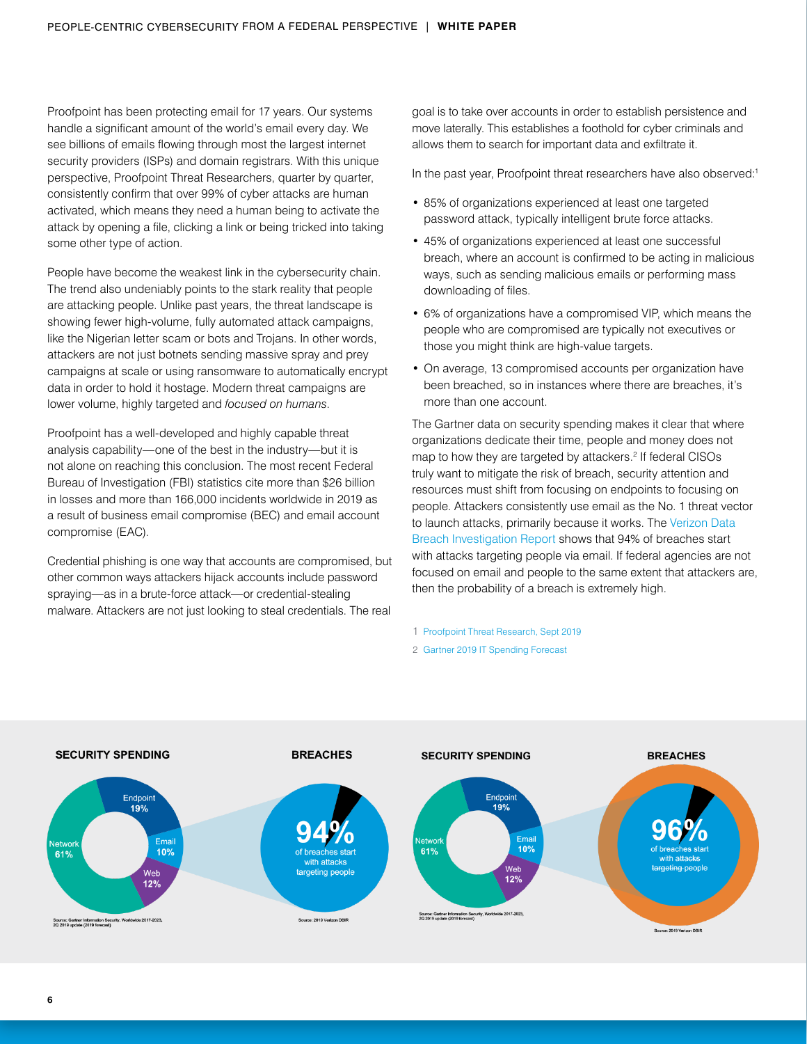Proofpoint has been protecting email for 17 years. Our systems handle a significant amount of the world's email every day. We see billions of emails flowing through most the largest internet security providers (ISPs) and domain registrars. With this unique perspective, Proofpoint Threat Researchers, quarter by quarter, consistently confirm that over 99% of cyber attacks are human activated, which means they need a human being to activate the attack by opening a file, clicking a link or being tricked into taking some other type of action.

People have become the weakest link in the cybersecurity chain. The trend also undeniably points to the stark reality that people are attacking people. Unlike past years, the threat landscape is showing fewer high-volume, fully automated attack campaigns, like the Nigerian letter scam or bots and Trojans. In other words, attackers are not just botnets sending massive spray and prey campaigns at scale or using ransomware to automatically encrypt data in order to hold it hostage. Modern threat campaigns are lower volume, highly targeted and *focused on humans*.

Proofpoint has a well-developed and highly capable threat analysis capability—one of the best in the industry—but it is not alone on reaching this conclusion. The most recent Federal Bureau of Investigation (FBI) statistics cite more than $26 billion in losses and more than 166,000 incidents worldwide in 2019 as a result of business email compromise (BEC) and email account compromise (EAC).

Credential phishing is one way that accounts are compromised, but other common ways attackers hijack accounts include password spraying—as in a brute-force attack—or credential-stealing malware. Attackers are not just looking to steal credentials. The real goal is to take over accounts in order to establish persistence and move laterally. This establishes a foothold for cyber criminals and allows them to search for important data and exfiltrate it.

In the past year, Proofpoint threat researchers have also observed:[1]

- 85% of organizations experienced at least one targeted password attack, typically intelligent brute force attacks.
- 45% of organizations experienced at least one successful breach, where an account is confirmed to be acting in malicious ways, such as sending malicious emails or performing mass downloading of files.
- 6% of organizations have a compromised VIP, which means the people who are compromised are typically not executives or those you might think are high-value targets.
- On average, 13 compromised accounts per organization have been breached, so in instances where there are breaches, it's more than one account.

The Gartner data on security spending makes it clear that where organizations dedicate their time, people and money does not map to how they are targeted by attackers.[2] If federal CISOs truly want to mitigate the risk of breach, security attention and resources must shift from focusing on endpoints to focusing on people. Attackers consistently use email as the No. 1 threat vector to launch attacks, primarily because it works. The Verizon Data Breach Investigation Report shows that 94% of breaches start with attacks targeting people via email. If federal agencies are not focused on email and people to the same extent that attackers are, then the probability of a breach is extremely high.

1 Proofpoint Threat Research, Sept 2019

2 Gartner 2019 IT Spending Forecast

**SECURITY SPENDING**

Endpoint 19%, Network 61%, Email 10%, Web 12%

Source: Gartner Information Security, Worldwide 2017-2023, 2Q 2019 update (2019 forecast)

**BREACHES**

94% of breaches start with attacks targeting people

Source: 2019 Verizon DBIR

**SECURITY SPENDING**

Endpoint 19%, Network 61%, Email 10%, Web 12%

Source: Gartner Information Security, Worldwide 2017-2023, 2Q 2019 update (2019 forecast)

**BREACHES**

96% of breaches start with attacks targeting people

Source: 2019 Verizon DBIR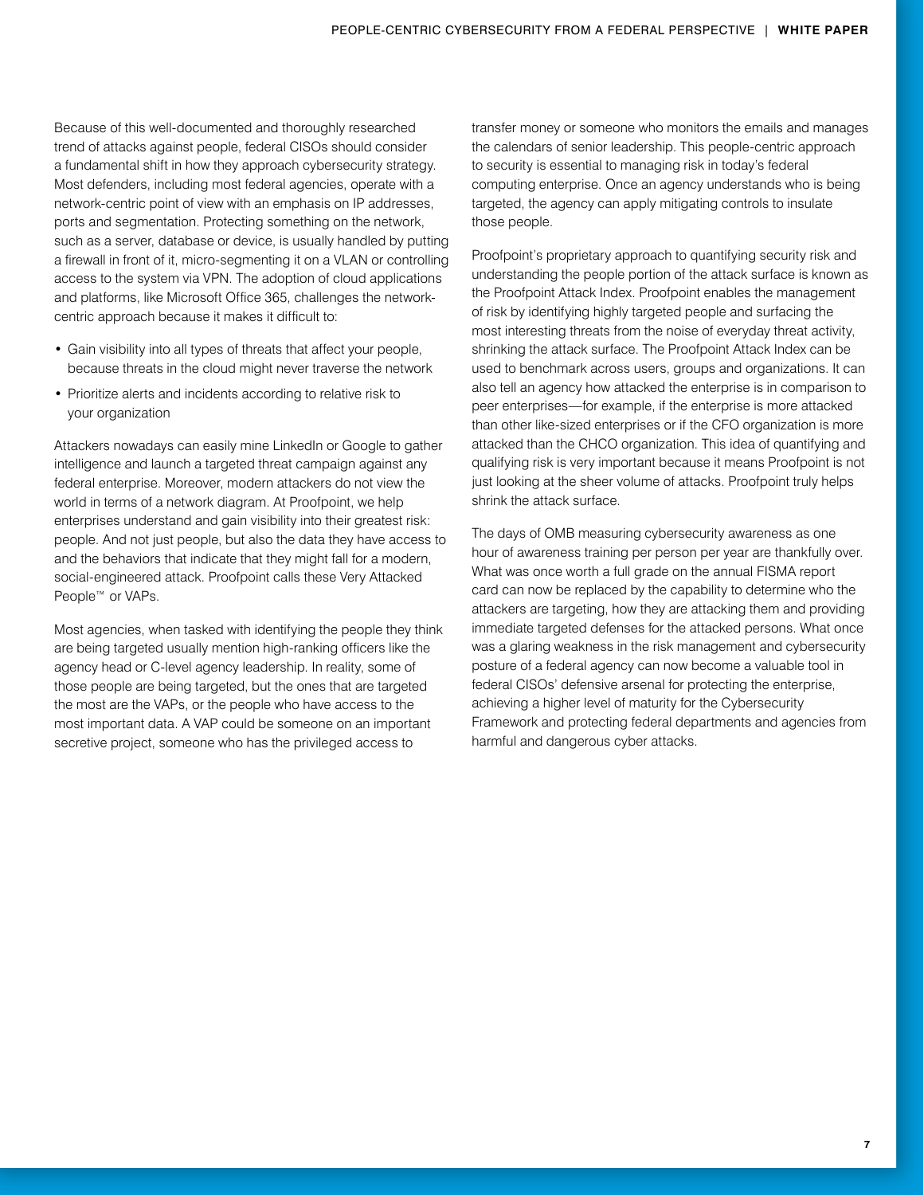Because of this well-documented and thoroughly researched trend of attacks against people, federal CISOs should consider a fundamental shift in how they approach cybersecurity strategy. Most defenders, including most federal agencies, operate with a network-centric point of view with an emphasis on IP addresses, ports and segmentation. Protecting something on the network, such as a server, database or device, is usually handled by putting a firewall in front of it, micro-segmenting it on a VLAN or controlling access to the system via VPN. The adoption of cloud applications and platforms, like Microsoft Office 365, challenges the network-centric approach because it makes it difficult to:

- Gain visibility into all types of threats that affect your people, because threats in the cloud might never traverse the network
- Prioritize alerts and incidents according to relative risk to your organization

Attackers nowadays can easily mine LinkedIn or Google to gather intelligence and launch a targeted threat campaign against any federal enterprise. Moreover, modern attackers do not view the world in terms of a network diagram. At Proofpoint, we help enterprises understand and gain visibility into their greatest risk: people. And not just people, but also the data they have access to and the behaviors that indicate that they might fall for a modern, social-engineered attack. Proofpoint calls these Very Attacked People™ or VAPs.

Most agencies, when tasked with identifying the people they think are being targeted usually mention high-ranking officers like the agency head or C-level agency leadership. In reality, some of those people are being targeted, but the ones that are targeted the most are the VAPs, or the people who have access to the most important data. A VAP could be someone on an important secretive project, someone who has the privileged access to transfer money or someone who monitors the emails and manages the calendars of senior leadership. This people-centric approach to security is essential to managing risk in today's federal computing enterprise. Once an agency understands who is being targeted, the agency can apply mitigating controls to insulate those people.

Proofpoint's proprietary approach to quantifying security risk and understanding the people portion of the attack surface is known as the Proofpoint Attack Index. Proofpoint enables the management of risk by identifying highly targeted people and surfacing the most interesting threats from the noise of everyday threat activity, shrinking the attack surface. The Proofpoint Attack Index can be used to benchmark across users, groups and organizations. It can also tell an agency how attacked the enterprise is in comparison to peer enterprises—for example, if the enterprise is more attacked than other like-sized enterprises or if the CFO organization is more attacked than the CHCO organization. This idea of quantifying and qualifying risk is very important because it means Proofpoint is not just looking at the sheer volume of attacks. Proofpoint truly helps shrink the attack surface.

The days of OMB measuring cybersecurity awareness as one hour of awareness training per person per year are thankfully over. What was once worth a full grade on the annual FISMA report card can now be replaced by the capability to determine who the attackers are targeting, how they are attacking them and providing immediate targeted defenses for the attacked persons. What once was a glaring weakness in the risk management and cybersecurity posture of a federal agency can now become a valuable tool in federal CISOs' defensive arsenal for protecting the enterprise, achieving a higher level of maturity for the Cybersecurity Framework and protecting federal departments and agencies from harmful and dangerous cyber attacks.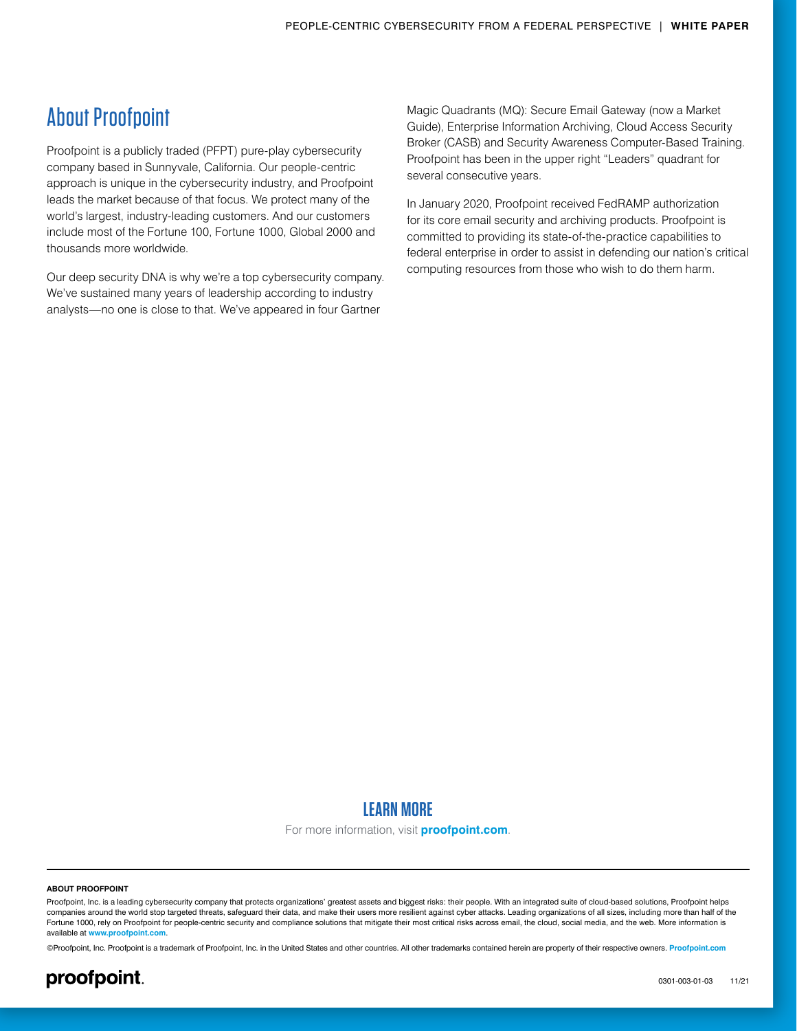## About Proofpoint

Proofpoint is a publicly traded (PFPT) pure-play cybersecurity company based in Sunnyvale, California. Our people-centric approach is unique in the cybersecurity industry, and Proofpoint leads the market because of that focus. We protect many of the world's largest, industry-leading customers. And our customers include most of the Fortune 100, Fortune 1000, Global 2000 and thousands more worldwide.

Our deep security DNA is why we're a top cybersecurity company. We've sustained many years of leadership according to industry analysts—no one is close to that. We've appeared in four Gartner Magic Quadrants (MQ): Secure Email Gateway (now a Market Guide), Enterprise Information Archiving, Cloud Access Security Broker (CASB) and Security Awareness Computer-Based Training. Proofpoint has been in the upper right "Leaders" quadrant for several consecutive years.

In January 2020, Proofpoint received FedRAMP authorization for its core email security and archiving products. Proofpoint is committed to providing its state-of-the-practice capabilities to federal enterprise in order to assist in defending our nation's critical computing resources from those who wish to do them harm.

## LEARN MORE

For more information, visit **proofpoint.com**.

**ABOUT PROOFPOINT**

Proofpoint, Inc. is a leading cybersecurity company that protects organizations' greatest assets and biggest risks: their people. With an integrated suite of cloud-based solutions, Proofpoint helps companies around the world stop targeted threats, safeguard their data, and make their users more resilient against cyber attacks. Leading organizations of all sizes, including more than half of the Fortune 1000, rely on Proofpoint for people-centric security and compliance solutions that mitigate their most critical risks across email, the cloud, social media, and the web. More information is available at **www.proofpoint.com**.

©Proofpoint, Inc. Proofpoint is a trademark of Proofpoint, Inc. in the United States and other countries. All other trademarks contained herein are property of their respective owners. **Proofpoint.com**

proofpoint.

0301-003-01-03 11/21